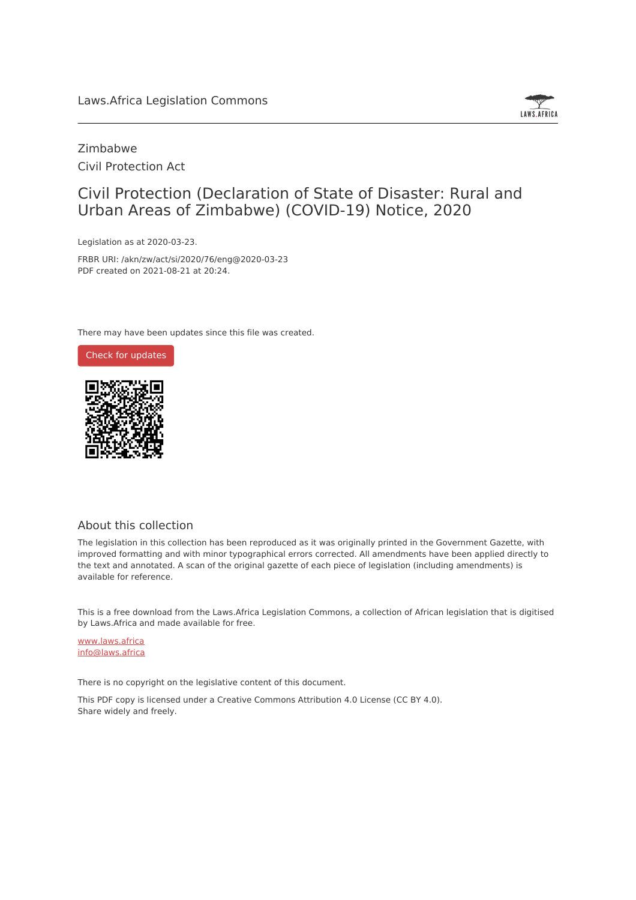Laws.Africa Legislation Commons

Zimbabwe

Civil Protection Act

# Civil Protection (Declaration of State of Disaster: Rural and Urban Areas of Zimbabwe) (COVID-19) Notice, 2020

Legislation as at 2020-03-23.

FRBR URI: /akn/zw/act/si/2020/76/eng@2020-03-23

PDF created on 2021-08-21 at 20:24.

There may have been updates since this file was created.

Check for updates

## About this collection

The legislation in this collection has been reproduced as it was originally printed in the Government Gazette, with improved formatting and with minor typographical errors corrected. All amendments have been applied directly to the text and annotated. A scan of the original gazette of each piece of legislation (including amendments) is available for reference.

This is a free download from the Laws.Africa Legislation Commons, a collection of African legislation that is digitised by Laws.Africa and made available for free.

www.laws.africa

info@laws.africa

There is no copyright on the legislative content of this document.

This PDF copy is licensed under a Creative Commons Attribution 4.0 License (CC BY 4.0). Share widely and freely.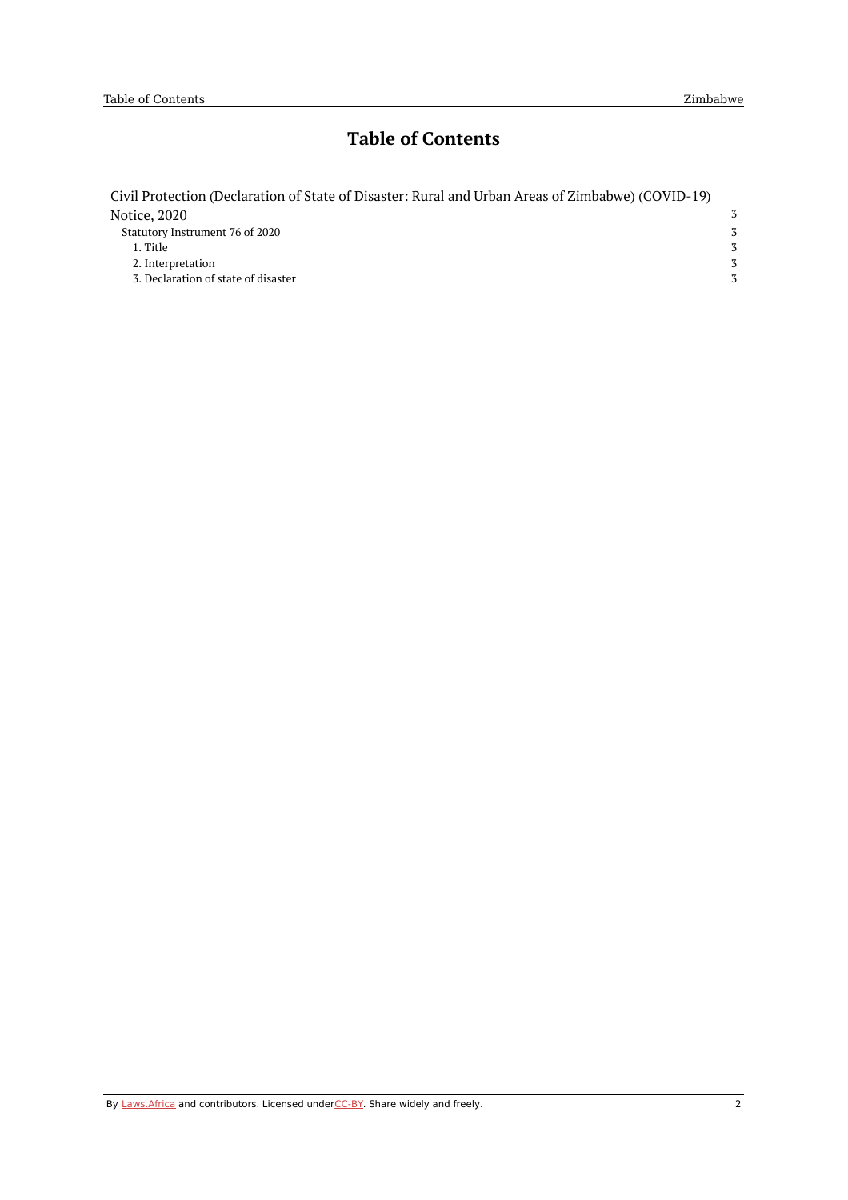# Table of Contents

- Civil Protection (Declaration of State of Disaster: Rural and Urban Areas of Zimbabwe) (COVID-19) Notice, 2020 — 3
  - Statutory Instrument 76 of 2020 — 3
    - 1. Title — 3
    - 2. Interpretation — 3
    - 3. Declaration of state of disaster — 3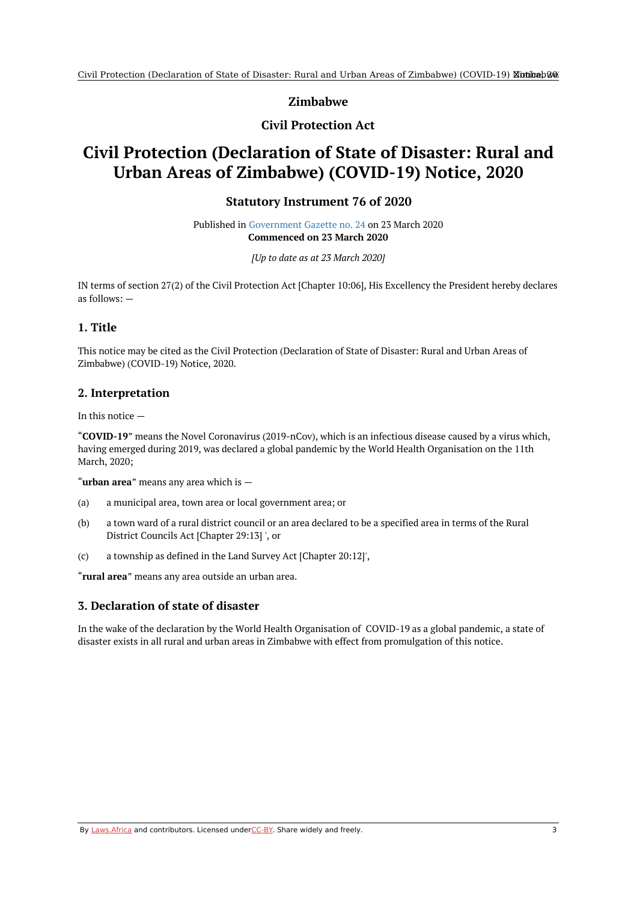**Zimbabwe**

**Civil Protection Act**

# Civil Protection (Declaration of State of Disaster: Rural and Urban Areas of Zimbabwe) (COVID-19) Notice, 2020

### Statutory Instrument 76 of 2020

Published in Government Gazette no. 24 on 23 March 2020
**Commenced on 23 March 2020**

*[Up to date as at 23 March 2020]*

IN terms of section 27(2) of the Civil Protection Act [Chapter 10:06], His Excellency the President hereby declares as follows: —

## 1. Title

This notice may be cited as the Civil Protection (Declaration of State of Disaster: Rural and Urban Areas of Zimbabwe) (COVID-19) Notice, 2020.

## 2. Interpretation

In this notice —

"**COVID-19**" means the Novel Coronavirus (2019-nCov), which is an infectious disease caused by a virus which, having emerged during 2019, was declared a global pandemic by the World Health Organisation on the 11th March, 2020;

"**urban area**" means any area which is —

(a) a municipal area, town area or local government area; or

(b) a town ward of a rural district council or an area declared to be a specified area in terms of the Rural District Councils Act [Chapter 29:13] ', or

(c) a township as defined in the Land Survey Act [Chapter 20:12]',

"**rural area**" means any area outside an urban area.

## 3. Declaration of state of disaster

In the wake of the declaration by the World Health Organisation of COVID-19 as a global pandemic, a state of disaster exists in all rural and urban areas in Zimbabwe with effect from promulgation of this notice.